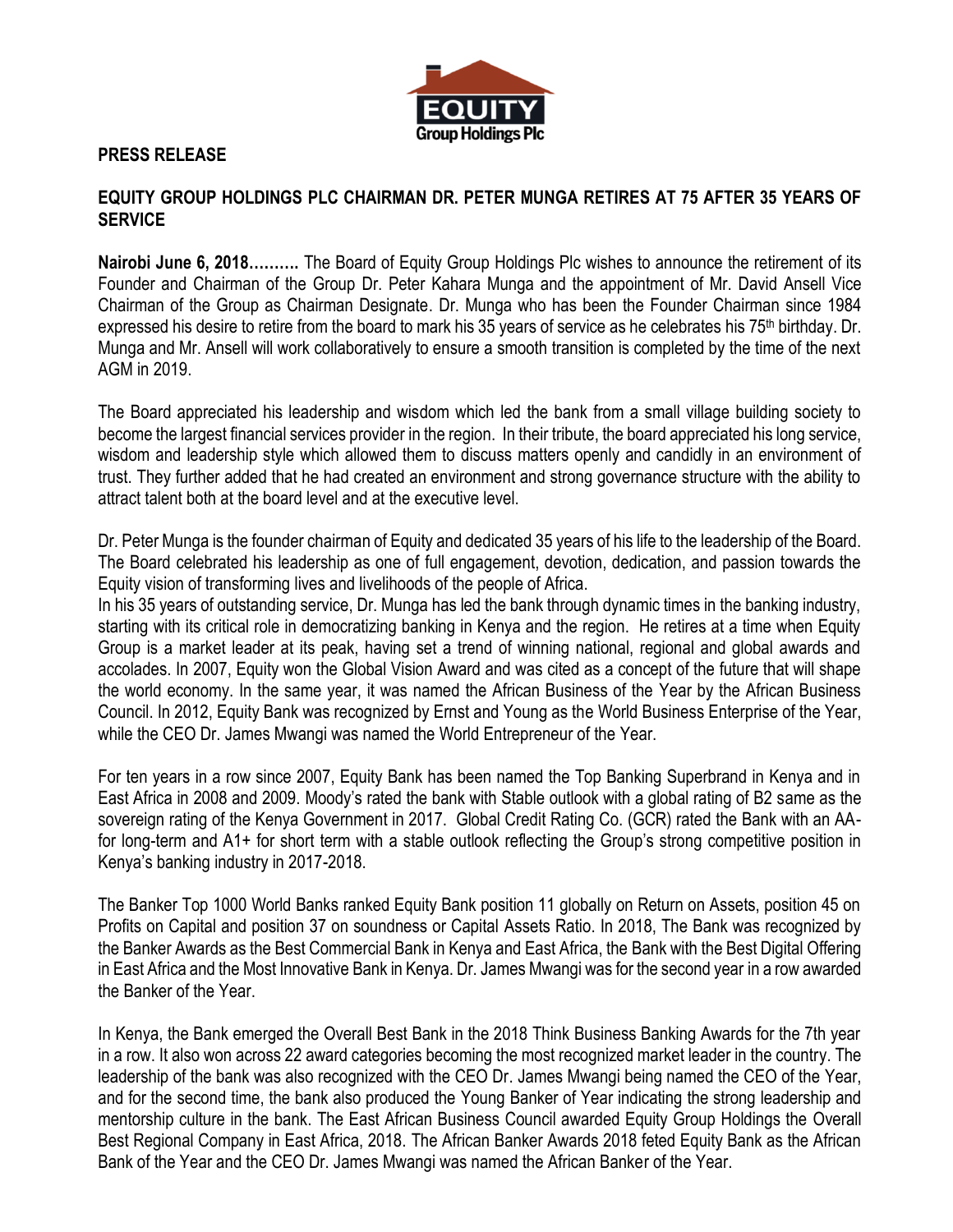EQUITY
Group Holdings Plc

**PRESS RELEASE**

## EQUITY GROUP HOLDINGS PLC CHAIRMAN DR. PETER MUNGA RETIRES AT 75 AFTER 35 YEARS OF SERVICE

**Nairobi June 6, 2018……….** The Board of Equity Group Holdings Plc wishes to announce the retirement of its Founder and Chairman of the Group Dr. Peter Kahara Munga and the appointment of Mr. David Ansell Vice Chairman of the Group as Chairman Designate. Dr. Munga who has been the Founder Chairman since 1984 expressed his desire to retire from the board to mark his 35 years of service as he celebrates his 75th birthday. Dr. Munga and Mr. Ansell will work collaboratively to ensure a smooth transition is completed by the time of the next AGM in 2019.

The Board appreciated his leadership and wisdom which led the bank from a small village building society to become the largest financial services provider in the region. In their tribute, the board appreciated his long service, wisdom and leadership style which allowed them to discuss matters openly and candidly in an environment of trust. They further added that he had created an environment and strong governance structure with the ability to attract talent both at the board level and at the executive level.

Dr. Peter Munga is the founder chairman of Equity and dedicated 35 years of his life to the leadership of the Board. The Board celebrated his leadership as one of full engagement, devotion, dedication, and passion towards the Equity vision of transforming lives and livelihoods of the people of Africa.

In his 35 years of outstanding service, Dr. Munga has led the bank through dynamic times in the banking industry, starting with its critical role in democratizing banking in Kenya and the region. He retires at a time when Equity Group is a market leader at its peak, having set a trend of winning national, regional and global awards and accolades. In 2007, Equity won the Global Vision Award and was cited as a concept of the future that will shape the world economy. In the same year, it was named the African Business of the Year by the African Business Council. In 2012, Equity Bank was recognized by Ernst and Young as the World Business Enterprise of the Year, while the CEO Dr. James Mwangi was named the World Entrepreneur of the Year.

For ten years in a row since 2007, Equity Bank has been named the Top Banking Superbrand in Kenya and in East Africa in 2008 and 2009. Moody's rated the bank with Stable outlook with a global rating of B2 same as the sovereign rating of the Kenya Government in 2017. Global Credit Rating Co. (GCR) rated the Bank with an AA- for long-term and A1+ for short term with a stable outlook reflecting the Group's strong competitive position in Kenya's banking industry in 2017-2018.

The Banker Top 1000 World Banks ranked Equity Bank position 11 globally on Return on Assets, position 45 on Profits on Capital and position 37 on soundness or Capital Assets Ratio. In 2018, The Bank was recognized by the Banker Awards as the Best Commercial Bank in Kenya and East Africa, the Bank with the Best Digital Offering in East Africa and the Most Innovative Bank in Kenya. Dr. James Mwangi was for the second year in a row awarded the Banker of the Year.

In Kenya, the Bank emerged the Overall Best Bank in the 2018 Think Business Banking Awards for the 7th year in a row. It also won across 22 award categories becoming the most recognized market leader in the country. The leadership of the bank was also recognized with the CEO Dr. James Mwangi being named the CEO of the Year, and for the second time, the bank also produced the Young Banker of Year indicating the strong leadership and mentorship culture in the bank. The East African Business Council awarded Equity Group Holdings the Overall Best Regional Company in East Africa, 2018. The African Banker Awards 2018 feted Equity Bank as the African Bank of the Year and the CEO Dr. James Mwangi was named the African Banker of the Year.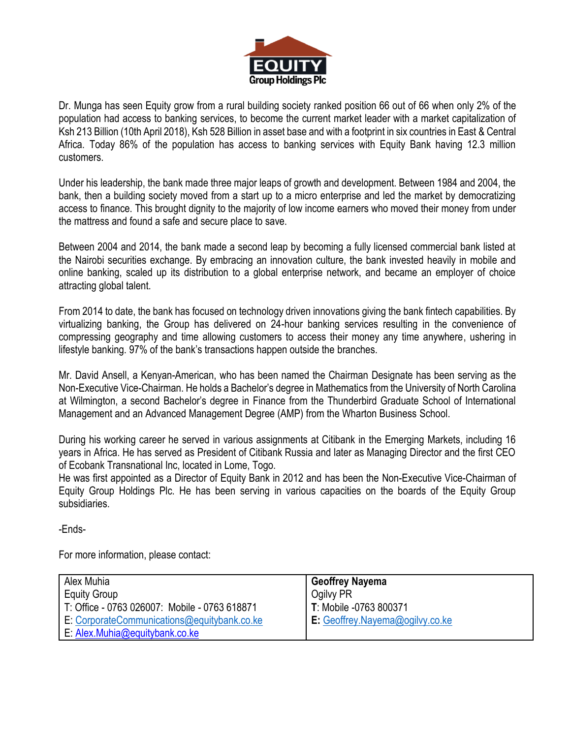Dr. Munga has seen Equity grow from a rural building society ranked position 66 out of 66 when only 2% of the population had access to banking services, to become the current market leader with a market capitalization of Ksh 213 Billion (10th April 2018), Ksh 528 Billion in asset base and with a footprint in six countries in East & Central Africa. Today 86% of the population has access to banking services with Equity Bank having 12.3 million customers.

Under his leadership, the bank made three major leaps of growth and development. Between 1984 and 2004, the bank, then a building society moved from a start up to a micro enterprise and led the market by democratizing access to finance. This brought dignity to the majority of low income earners who moved their money from under the mattress and found a safe and secure place to save.

Between 2004 and 2014, the bank made a second leap by becoming a fully licensed commercial bank listed at the Nairobi securities exchange. By embracing an innovation culture, the bank invested heavily in mobile and online banking, scaled up its distribution to a global enterprise network, and became an employer of choice attracting global talent.

From 2014 to date, the bank has focused on technology driven innovations giving the bank fintech capabilities. By virtualizing banking, the Group has delivered on 24-hour banking services resulting in the convenience of compressing geography and time allowing customers to access their money any time anywhere, ushering in lifestyle banking. 97% of the bank's transactions happen outside the branches.

Mr. David Ansell, a Kenyan-American, who has been named the Chairman Designate has been serving as the Non-Executive Vice-Chairman. He holds a Bachelor's degree in Mathematics from the University of North Carolina at Wilmington, a second Bachelor's degree in Finance from the Thunderbird Graduate School of International Management and an Advanced Management Degree (AMP) from the Wharton Business School.

During his working career he served in various assignments at Citibank in the Emerging Markets, including 16 years in Africa. He has served as President of Citibank Russia and later as Managing Director and the first CEO of Ecobank Transnational Inc, located in Lome, Togo.
He was first appointed as a Director of Equity Bank in 2012 and has been the Non-Executive Vice-Chairman of Equity Group Holdings Plc. He has been serving in various capacities on the boards of the Equity Group subsidiaries.

-Ends-

For more information, please contact:

| | |
|---|---|
| Alex Muhia<br>Equity Group<br>T: Office - 0763 026007: Mobile - 0763 618871<br>E: CorporateCommunications@equitybank.co.ke<br>E: Alex.Muhia@equitybank.co.ke | **Geoffrey Nayema**<br>Ogilvy PR<br>**T**: Mobile -0763 800371<br>**E:** Geoffrey.Nayema@ogilvy.co.ke |